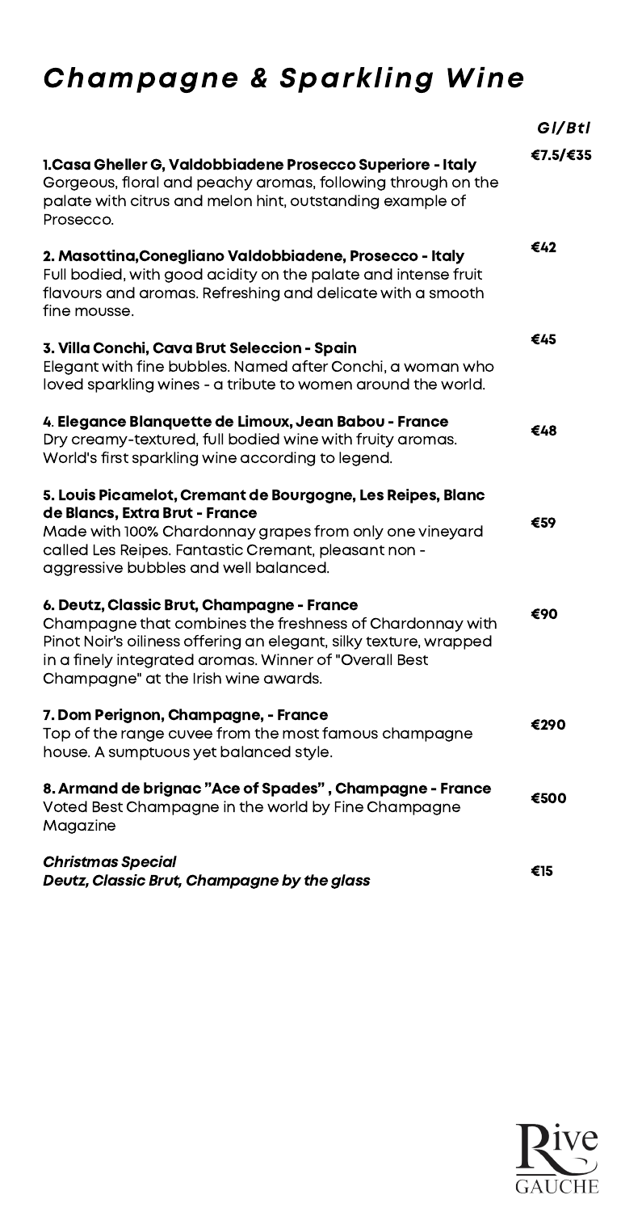# *Champagne & Sparkling Wine*

| | *Gl/Btl* |
|---|---|
| **1.Casa Gheller G, Valdobbiadene Prosecco Superiore - Italy**<br>Gorgeous, floral and peachy aromas, following through on the palate with citrus and melon hint, outstanding example of Prosecco. | **€7.5/€35** |
| **2. Masottina,Conegliano Valdobbiadene, Prosecco - Italy**<br>Full bodied, with good acidity on the palate and intense fruit flavours and aromas. Refreshing and delicate with a smooth fine mousse. | **€42** |
| **3. Villa Conchi, Cava Brut Seleccion - Spain**<br>Elegant with fine bubbles. Named after Conchi, a woman who loved sparkling wines - a tribute to women around the world. | **€45** |
| **4. Elegance Blanquette de Limoux, Jean Babou - France**<br>Dry creamy-textured, full bodied wine with fruity aromas. World's first sparkling wine according to legend. | **€48** |
| **5. Louis Picamelot, Cremant de Bourgogne, Les Reipes, Blanc de Blancs, Extra Brut - France**<br>Made with 100% Chardonnay grapes from only one vineyard called Les Reipes. Fantastic Cremant, pleasant non - aggressive bubbles and well balanced. | **€59** |
| **6. Deutz, Classic Brut, Champagne - France**<br>Champagne that combines the freshness of Chardonnay with Pinot Noir's oiliness offering an elegant, silky texture, wrapped in a finely integrated aromas. Winner of "Overall Best Champagne" at the Irish wine awards. | **€90** |
| **7. Dom Perignon, Champagne, - France**<br>Top of the range cuvee from the most famous champagne house. A sumptuous yet balanced style. | **€290** |
| **8. Armand de brignac "Ace of Spades" , Champagne - France**<br>Voted Best Champagne in the world by Fine Champagne Magazine | **€500** |
| ***Christmas Special***<br>***Deutz, Classic Brut, Champagne by the glass*** | **€15** |

Rive Gauche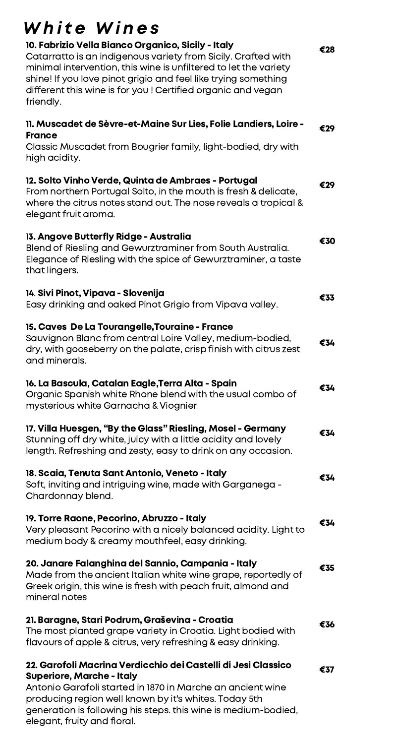# *White Wines*

**10. Fabrizio Vella Bianco Organico, Sicily - Italy** — **€28**
Catarratto is an indigenous variety from Sicily. Crafted with minimal intervention, this wine is unfiltered to let the variety shine! If you love pinot grigio and feel like trying something different this wine is for you ! Certified organic and vegan friendly.

**11. Muscadet de Sèvre-et-Maine Sur Lies, Folie Landiers, Loire - France** — **€29**
Classic Muscadet from Bougrier family, light-bodied, dry with high acidity.

**12. Solto Vinho Verde, Quinta de Ambraes - Portugal** — **€29**
From northern Portugal Solto, in the mouth is fresh & delicate, where the citrus notes stand out. The nose reveals a tropical & elegant fruit aroma.

**13. Angove Butterfly Ridge - Australia** — **€30**
Blend of Riesling and Gewurztraminer from South Australia. Elegance of Riesling with the spice of Gewurztraminer, a taste that lingers.

**14. Sivi Pinot, Vipava - Slovenija** — **€33**
Easy drinking and oaked Pinot Grigio from Vipava valley.

**15. Caves De La Tourangelle,Touraine - France** — **€34**
Sauvignon Blanc from central Loire Valley, medium-bodied, dry, with gooseberry on the palate, crisp finish with citrus zest and minerals.

**16. La Bascula, Catalan Eagle,Terra Alta - Spain** — **€34**
Organic Spanish white Rhone blend with the usual combo of mysterious white Garnacha & Viognier

**17. Villa Huesgen, "By the Glass" Riesling, Mosel - Germany** — **€34**
Stunning off dry white, juicy with a little acidity and lovely length. Refreshing and zesty, easy to drink on any occasion.

**18. Scaia, Tenuta Sant Antonio, Veneto - Italy** — **€34**
Soft, inviting and intriguing wine, made with Garganega - Chardonnay blend.

**19. Torre Raone, Pecorino, Abruzzo - Italy** — **€34**
Very pleasant Pecorino with a nicely balanced acidity. Light to medium body & creamy mouthfeel, easy drinking.

**20. Janare Falanghina del Sannio, Campania - Italy** — **€35**
Made from the ancient Italian white wine grape, reportedly of Greek origin, this wine is fresh with peach fruit, almond and mineral notes

**21. Baragne, Stari Podrum, Graševina - Croatia** — **€36**
The most planted grape variety in Croatia. Light bodied with flavours of apple & citrus, very refreshing & easy drinking.

**22. Garofoli Macrina Verdicchio dei Castelli di Jesi Classico Superiore, Marche - Italy** — **€37**
Antonio Garafoli started in 1870 in Marche an ancient wine producing region well known by it's whites. Today 5th generation is following his steps. this wine is medium-bodied, elegant, fruity and floral.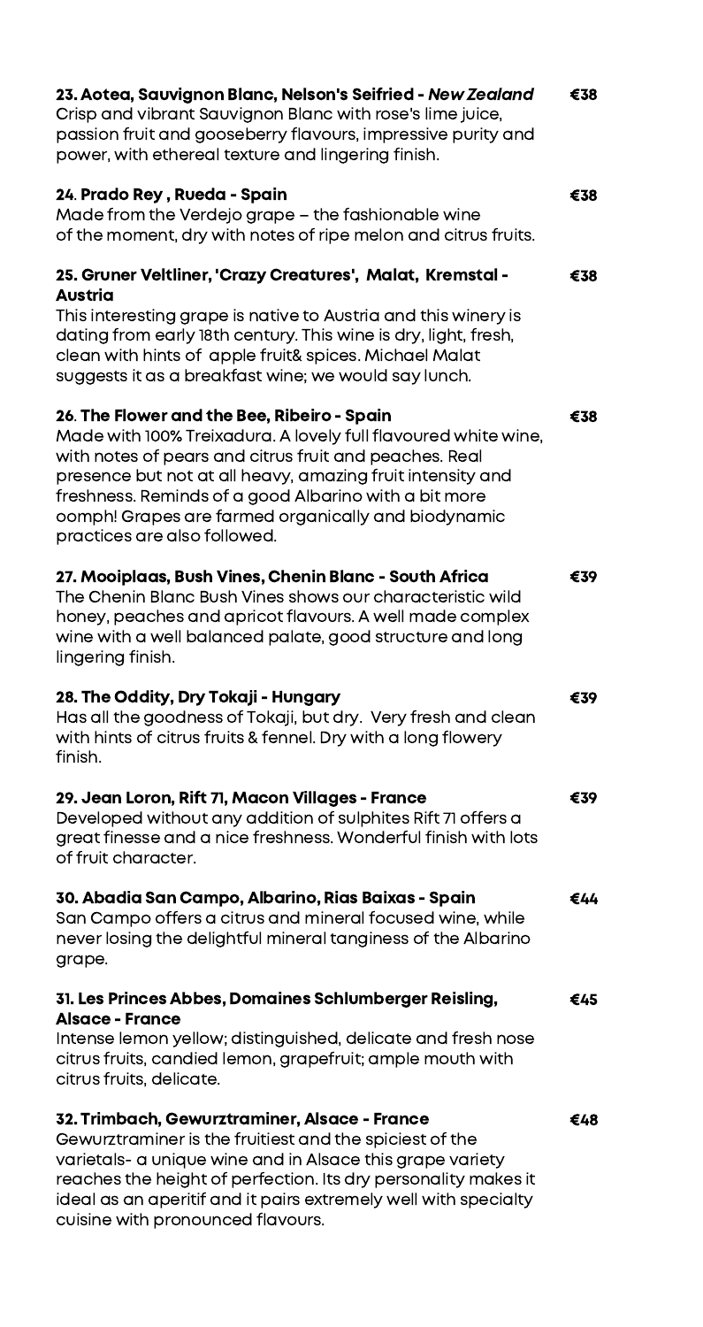**23. Aotea, Sauvignon Blanc, Nelson's Seifried - *New Zealand*** **€38**
Crisp and vibrant Sauvignon Blanc with rose's lime juice, passion fruit and gooseberry flavours, impressive purity and power, with ethereal texture and lingering finish.

**24. Prado Rey , Rueda - Spain** **€38**
Made from the Verdejo grape – the fashionable wine of the moment, dry with notes of ripe melon and citrus fruits.

**25. Gruner Veltliner, 'Crazy Creatures', Malat, Kremstal - Austria** **€38**
This interesting grape is native to Austria and this winery is dating from early 18th century. This wine is dry, light, fresh, clean with hints of apple fruit& spices. Michael Malat suggests it as a breakfast wine; we would say lunch.

**26. The Flower and the Bee, Ribeiro - Spain** **€38**
Made with 100% Treixadura. A lovely full flavoured white wine, with notes of pears and citrus fruit and peaches. Real presence but not at all heavy, amazing fruit intensity and freshness. Reminds of a good Albarino with a bit more oomph! Grapes are farmed organically and biodynamic practices are also followed.

**27. Mooiplaas, Bush Vines, Chenin Blanc - South Africa** **€39**
The Chenin Blanc Bush Vines shows our characteristic wild honey, peaches and apricot flavours. A well made complex wine with a well balanced palate, good structure and long lingering finish.

**28. The Oddity, Dry Tokaji - Hungary** **€39**
Has all the goodness of Tokaji, but dry. Very fresh and clean with hints of citrus fruits & fennel. Dry with a long flowery finish.

**29. Jean Loron, Rift 71, Macon Villages - France** **€39**
Developed without any addition of sulphites Rift 71 offers a great finesse and a nice freshness. Wonderful finish with lots of fruit character.

**30. Abadia San Campo, Albarino, Rias Baixas - Spain** **€44**
San Campo offers a citrus and mineral focused wine, while never losing the delightful mineral tanginess of the Albarino grape.

**31. Les Princes Abbes, Domaines Schlumberger Reisling, Alsace - France** **€45**
Intense lemon yellow; distinguished, delicate and fresh nose citrus fruits, candied lemon, grapefruit; ample mouth with citrus fruits, delicate.

**32. Trimbach, Gewurztraminer, Alsace - France** **€48**
Gewurztraminer is the fruitiest and the spiciest of the varietals- a unique wine and in Alsace this grape variety reaches the height of perfection. Its dry personality makes it ideal as an aperitif and it pairs extremely well with specialty cuisine with pronounced flavours.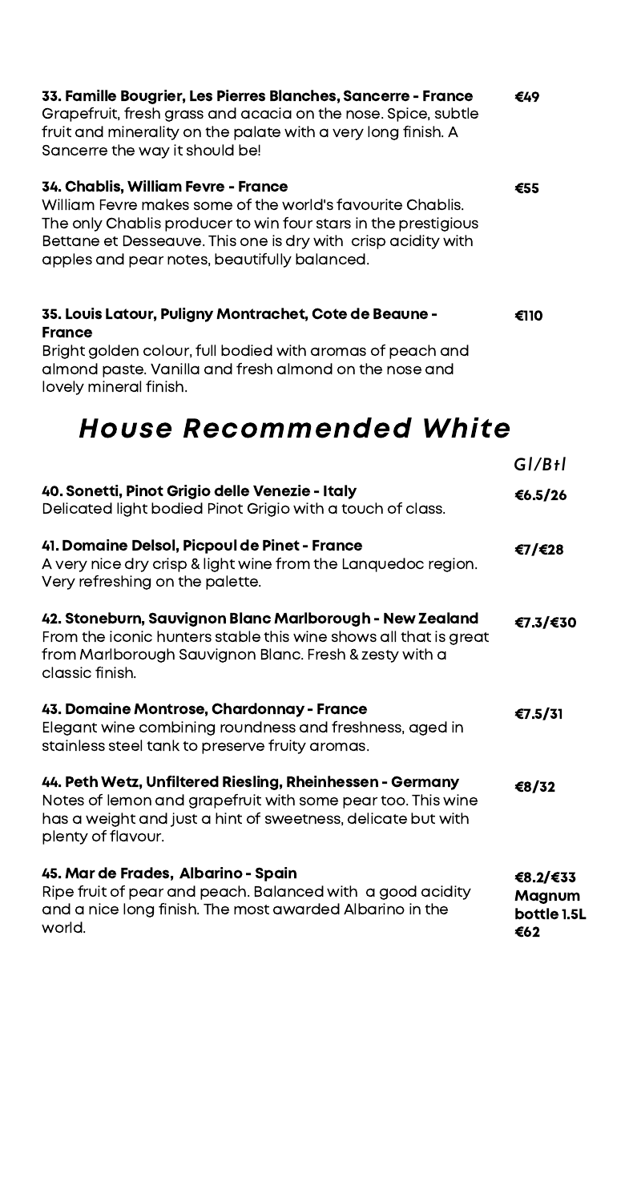**33. Famille Bougrier, Les Pierres Blanches, Sancerre - France** — **€49**

Grapefruit, fresh grass and acacia on the nose. Spice, subtle fruit and minerality on the palate with a very long finish. A Sancerre the way it should be!

**34. Chablis, William Fevre - France** — **€55**

William Fevre makes some of the world's favourite Chablis. The only Chablis producer to win four stars in the prestigious Bettane et Desseauve. This one is dry with crisp acidity with apples and pear notes, beautifully balanced.

**35. Louis Latour, Puligny Montrachet, Cote de Beaune - France** — **€110**

Bright golden colour, full bodied with aromas of peach and almond paste. Vanilla and fresh almond on the nose and lovely mineral finish.

# *House Recommended White*

*Gl/Btl*

**40. Sonetti, Pinot Grigio delle Venezie - Italy** — **€6.5/26**

Delicated light bodied Pinot Grigio with a touch of class.

**41. Domaine Delsol, Picpoul de Pinet - France** — **€7/€28**

A very nice dry crisp & light wine from the Lanquedoc region. Very refreshing on the palette.

**42. Stoneburn, Sauvignon Blanc Marlborough - New Zealand** — **€7.3/€30**

From the iconic hunters stable this wine shows all that is great from Marlborough Sauvignon Blanc. Fresh & zesty with a classic finish.

**43. Domaine Montrose, Chardonnay - France** — **€7.5/31**

Elegant wine combining roundness and freshness, aged in stainless steel tank to preserve fruity aromas.

**44. Peth Wetz, Unfiltered Riesling, Rheinhessen - Germany** — **€8/32**

Notes of lemon and grapefruit with some pear too. This wine has a weight and just a hint of sweetness, delicate but with plenty of flavour.

**45. Mar de Frades, Albarino - Spain** — **€8.2/€33**
**Magnum bottle 1.5L €62**

Ripe fruit of pear and peach. Balanced with a good acidity and a nice long finish. The most awarded Albarino in the world.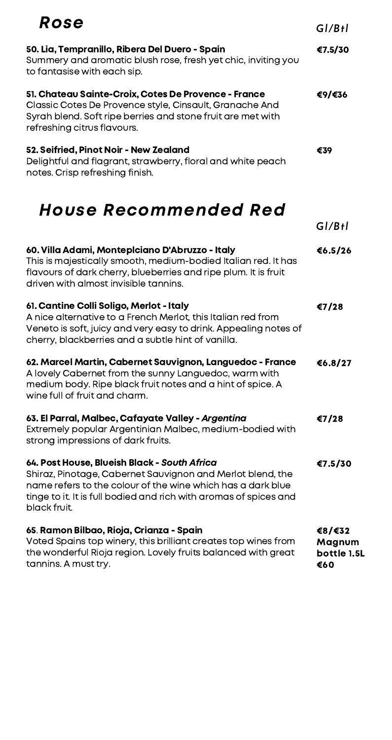# *Rose*

*Gl/Btl*

**50. Lia, Tempranillo, Ribera Del Duero - Spain** — **€7.5/30**
Summery and aromatic blush rose, fresh yet chic, inviting you to fantasise with each sip.

**51. Chateau Sainte-Croix, Cotes De Provence - France** — **€9/€36**
Classic Cotes De Provence style, Cinsault, Granache And Syrah blend. Soft ripe berries and stone fruit are met with refreshing citrus flavours.

**52. Seifried, Pinot Noir - New Zealand** — **€39**
Delightful and flagrant, strawberry, floral and white peach notes. Crisp refreshing finish.

# *House Recommended Red*

*Gl/Btl*

**60. Villa Adami, Monteplciano D'Abruzzo - Italy** — **€6.5/26**
This is majestically smooth, medium-bodied Italian red. It has flavours of dark cherry, blueberries and ripe plum. It is fruit driven with almost invisible tannins.

**61. Cantine Colli Soligo, Merlot - Italy** — **€7/28**
A nice alternative to a French Merlot, this Italian red from Veneto is soft, juicy and very easy to drink. Appealing notes of cherry, blackberries and a subtle hint of vanilla.

**62. Marcel Martin, Cabernet Sauvignon, Languedoc - France** — **€6.8/27**
A lovely Cabernet from the sunny Languedoc, warm with medium body. Ripe black fruit notes and a hint of spice. A wine full of fruit and charm.

**63. El Parral, Malbec, Cafayate Valley - *Argentina*** — **€7/28**
Extremely popular Argentinian Malbec, medium-bodied with strong impressions of dark fruits.

**64. Post House, Blueish Black - *South Africa*** — **€7.5/30**
Shiraz, Pinotage, Cabernet Sauvignon and Merlot blend, the name refers to the colour of the wine which has a dark blue tinge to it. It is full bodied and rich with aromas of spices and black fruit.

**65. Ramon Bilbao, Rioja, Crianza - Spain** — **€8/€32 Magnum bottle 1.5L €60**
Voted Spains top winery, this brilliant creates top wines from the wonderful Rioja region. Lovely fruits balanced with great tannins. A must try.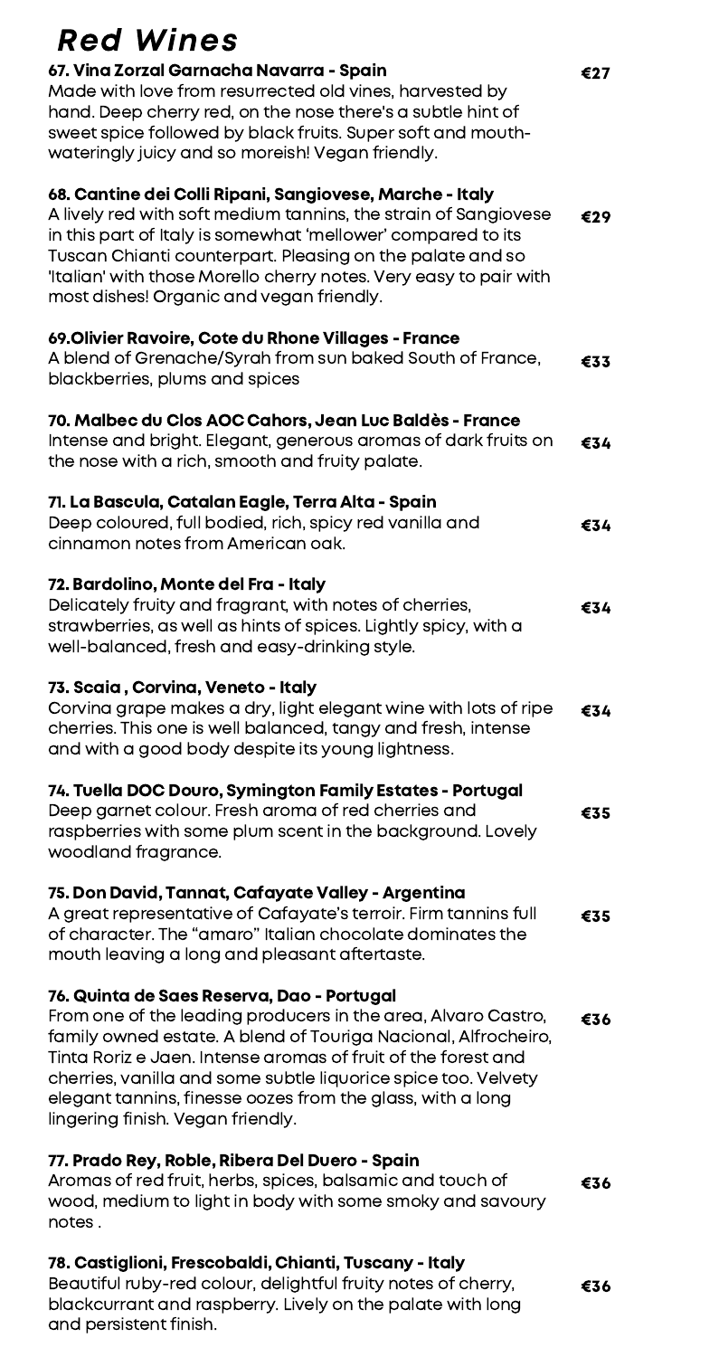# Red Wines

**67. Vina Zorzal Garnacha Navarra - Spain** €27

Made with love from resurrected old vines, harvested by hand. Deep cherry red, on the nose there's a subtle hint of sweet spice followed by black fruits. Super soft and mouth-wateringly juicy and so moreish! Vegan friendly.

**68. Cantine dei Colli Ripani, Sangiovese, Marche - Italy** €29

A lively red with soft medium tannins, the strain of Sangiovese in this part of Italy is somewhat 'mellower' compared to its Tuscan Chianti counterpart. Pleasing on the palate and so 'Italian' with those Morello cherry notes. Very easy to pair with most dishes! Organic and vegan friendly.

**69.Olivier Ravoire, Cote du Rhone Villages - France** €33

A blend of Grenache/Syrah from sun baked South of France, blackberries, plums and spices

**70. Malbec du Clos AOC Cahors, Jean Luc Baldès - France** €34

Intense and bright. Elegant, generous aromas of dark fruits on the nose with a rich, smooth and fruity palate.

**71. La Bascula, Catalan Eagle, Terra Alta - Spain** €34

Deep coloured, full bodied, rich, spicy red vanilla and cinnamon notes from American oak.

**72. Bardolino, Monte del Fra - Italy** €34

Delicately fruity and fragrant, with notes of cherries, strawberries, as well as hints of spices. Lightly spicy, with a well-balanced, fresh and easy-drinking style.

**73. Scaia , Corvina, Veneto - Italy** €34

Corvina grape makes a dry, light elegant wine with lots of ripe cherries. This one is well balanced, tangy and fresh, intense and with a good body despite its young lightness.

**74. Tuella DOC Douro, Symington Family Estates - Portugal** €35

Deep garnet colour. Fresh aroma of red cherries and raspberries with some plum scent in the background. Lovely woodland fragrance.

**75. Don David, Tannat, Cafayate Valley - Argentina** €35

A great representative of Cafayate's terroir. Firm tannins full of character. The "amaro" Italian chocolate dominates the mouth leaving a long and pleasant aftertaste.

**76. Quinta de Saes Reserva, Dao - Portugal** €36

From one of the leading producers in the area, Alvaro Castro, family owned estate. A blend of Touriga Nacional, Alfrocheiro, Tinta Roriz e Jaen. Intense aromas of fruit of the forest and cherries, vanilla and some subtle liquorice spice too. Velvety elegant tannins, finesse oozes from the glass, with a long lingering finish. Vegan friendly.

**77. Prado Rey, Roble, Ribera Del Duero - Spain** €36

Aromas of red fruit, herbs, spices, balsamic and touch of wood, medium to light in body with some smoky and savoury notes .

**78. Castiglioni, Frescobaldi, Chianti, Tuscany - Italy** €36

Beautiful ruby-red colour, delightful fruity notes of cherry, blackcurrant and raspberry. Lively on the palate with long and persistent finish.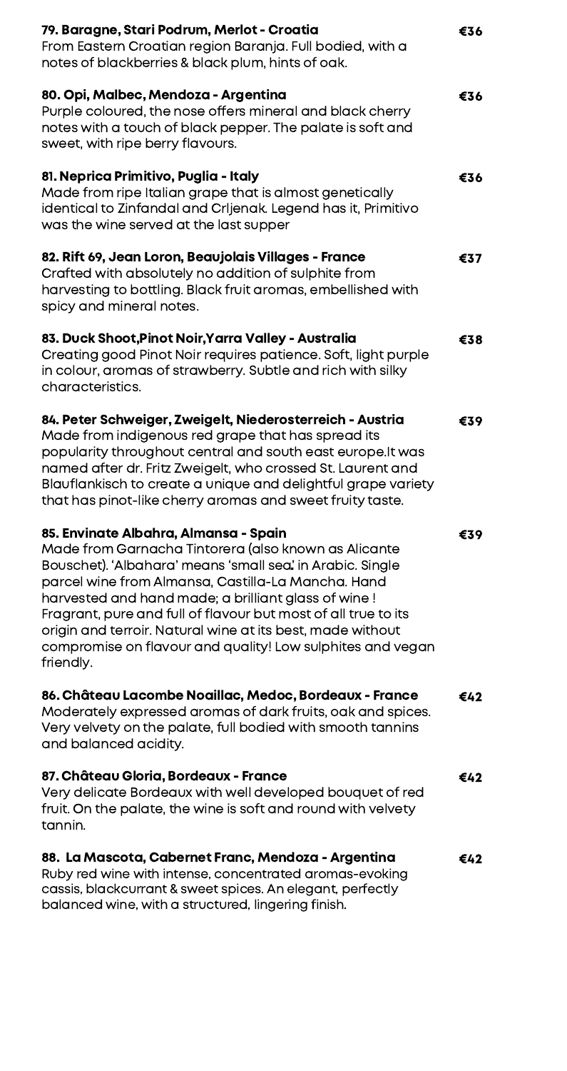**79. Baragne, Stari Podrum, Merlot - Croatia** **€36**
From Eastern Croatian region Baranja. Full bodied, with a notes of blackberries & black plum, hints of oak.

**80. Opi, Malbec, Mendoza - Argentina** **€36**
Purple coloured, the nose offers mineral and black cherry notes with a touch of black pepper. The palate is soft and sweet, with ripe berry flavours.

**81. Neprica Primitivo, Puglia - Italy** **€36**
Made from ripe Italian grape that is almost genetically identical to Zinfandal and Crljenak. Legend has it, Primitivo was the wine served at the last supper

**82. Rift 69, Jean Loron, Beaujolais Villages - France** **€37**
Crafted with absolutely no addition of sulphite from harvesting to bottling. Black fruit aromas, embellished with spicy and mineral notes.

**83. Duck Shoot,Pinot Noir,Yarra Valley - Australia** **€38**
Creating good Pinot Noir requires patience. Soft, light purple in colour, aromas of strawberry. Subtle and rich with silky characteristics.

**84. Peter Schweiger, Zweigelt, Niederosterreich - Austria** **€39**
Made from indigenous red grape that has spread its popularity throughout central and south east europe.It was named after dr. Fritz Zweigelt, who crossed St. Laurent and Blauflankisch to create a unique and delightful grape variety that has pinot-like cherry aromas and sweet fruity taste.

**85. Envinate Albahra, Almansa - Spain** **€39**
Made from Garnacha Tintorera (also known as Alicante Bouschet). 'Albahara' means 'small sea.' in Arabic. Single parcel wine from Almansa, Castilla-La Mancha. Hand harvested and hand made; a brilliant glass of wine ! Fragrant, pure and full of flavour but most of all true to its origin and terroir. Natural wine at its best, made without compromise on flavour and quality! Low sulphites and vegan friendly.

**86. Château Lacombe Noaillac, Medoc, Bordeaux - France** **€42**
Moderately expressed aromas of dark fruits, oak and spices. Very velvety on the palate, full bodied with smooth tannins and balanced acidity.

**87. Château Gloria, Bordeaux - France** **€42**
Very delicate Bordeaux with well developed bouquet of red fruit. On the palate, the wine is soft and round with velvety tannin.

**88. La Mascota, Cabernet Franc, Mendoza - Argentina** **€42**
Ruby red wine with intense, concentrated aromas-evoking cassis, blackcurrant & sweet spices. An elegant, perfectly balanced wine, with a structured, lingering finish.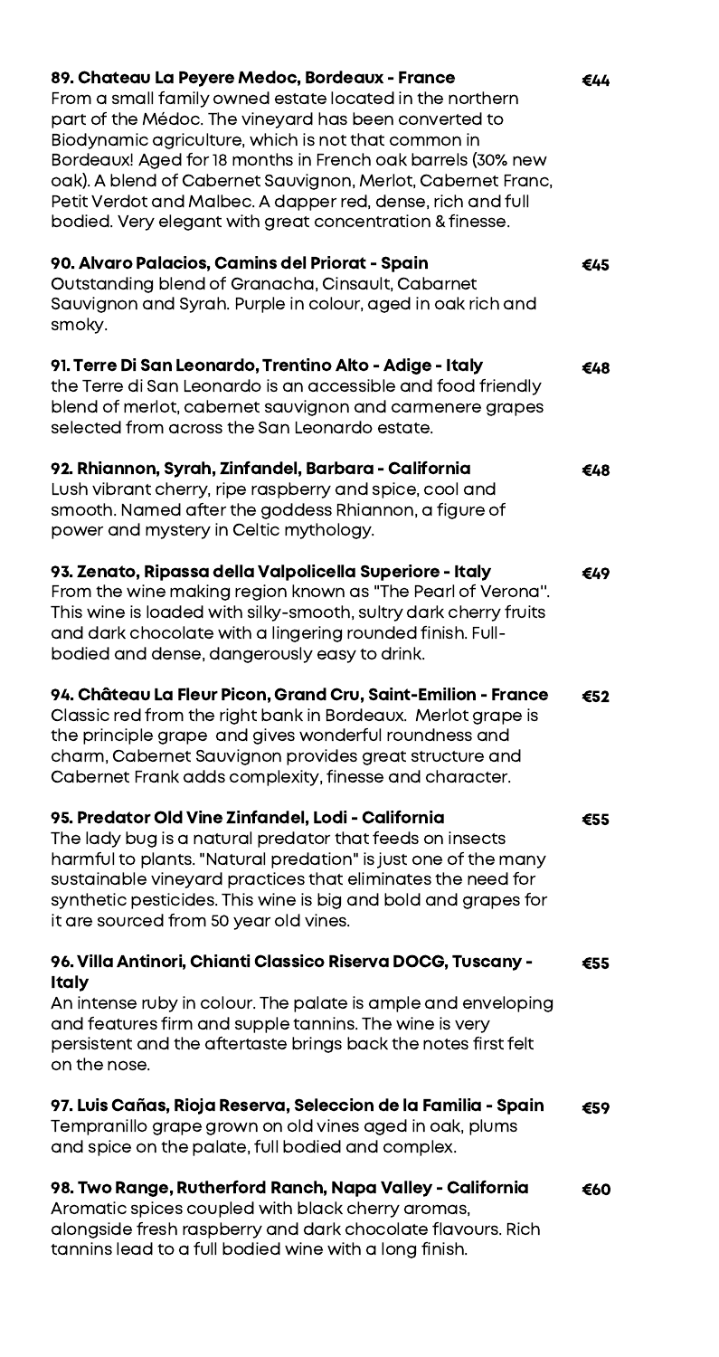**89. Chateau La Peyere Medoc, Bordeaux - France** €44

From a small family owned estate located in the northern part of the Médoc. The vineyard has been converted to Biodynamic agriculture, which is not that common in Bordeaux! Aged for 18 months in French oak barrels (30% new oak). A blend of Cabernet Sauvignon, Merlot, Cabernet Franc, Petit Verdot and Malbec. A dapper red, dense, rich and full bodied. Very elegant with great concentration & finesse.

**90. Alvaro Palacios, Camins del Priorat - Spain** €45

Outstanding blend of Granacha, Cinsault, Cabarnet Sauvignon and Syrah. Purple in colour, aged in oak rich and smoky.

**91. Terre Di San Leonardo, Trentino Alto - Adige - Italy** €48

the Terre di San Leonardo is an accessible and food friendly blend of merlot, cabernet sauvignon and carmenere grapes selected from across the San Leonardo estate.

**92. Rhiannon, Syrah, Zinfandel, Barbara - California** €48

Lush vibrant cherry, ripe raspberry and spice, cool and smooth. Named after the goddess Rhiannon, a figure of power and mystery in Celtic mythology.

**93. Zenato, Ripassa della Valpolicella Superiore - Italy** €49

From the wine making region known as "The Pearl of Verona". This wine is loaded with silky-smooth, sultry dark cherry fruits and dark chocolate with a lingering rounded finish. Full-bodied and dense, dangerously easy to drink.

**94. Château La Fleur Picon, Grand Cru, Saint-Emilion - France** €52

Classic red from the right bank in Bordeaux. Merlot grape is the principle grape and gives wonderful roundness and charm, Cabernet Sauvignon provides great structure and Cabernet Frank adds complexity, finesse and character.

**95. Predator Old Vine Zinfandel, Lodi - California** €55

The lady bug is a natural predator that feeds on insects harmful to plants. "Natural predation" is just one of the many sustainable vineyard practices that eliminates the need for synthetic pesticides. This wine is big and bold and grapes for it are sourced from 50 year old vines.

**96. Villa Antinori, Chianti Classico Riserva DOCG, Tuscany - Italy** €55

An intense ruby in colour. The palate is ample and enveloping and features firm and supple tannins. The wine is very persistent and the aftertaste brings back the notes first felt on the nose.

**97. Luis Cañas, Rioja Reserva, Seleccion de la Familia - Spain** €59

Tempranillo grape grown on old vines aged in oak, plums and spice on the palate, full bodied and complex.

**98. Two Range, Rutherford Ranch, Napa Valley - California** €60

Aromatic spices coupled with black cherry aromas, alongside fresh raspberry and dark chocolate flavours. Rich tannins lead to a full bodied wine with a long finish.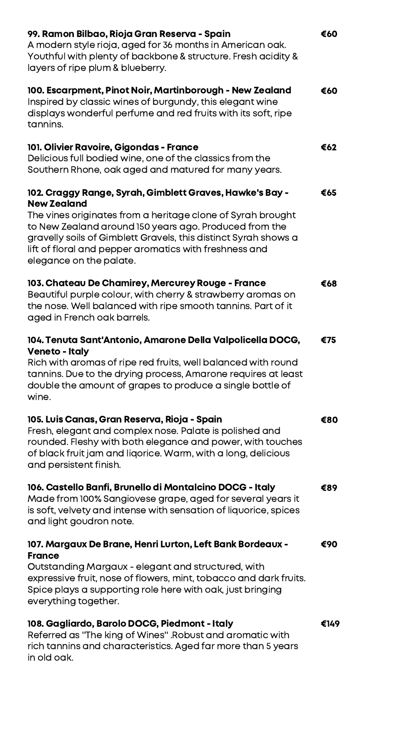**99. Ramon Bilbao, Rioja Gran Reserva - Spain** €60
A modern style rioja, aged for 36 months in American oak. Youthful with plenty of backbone & structure. Fresh acidity & layers of ripe plum & blueberry.

**100. Escarpment, Pinot Noir, Martinborough - New Zealand** €60
Inspired by classic wines of burgundy, this elegant wine displays wonderful perfume and red fruits with its soft, ripe tannins.

**101. Olivier Ravoire, Gigondas - France** €62
Delicious full bodied wine, one of the classics from the Southern Rhone, oak aged and matured for many years.

**102. Craggy Range, Syrah, Gimblett Graves, Hawke's Bay - New Zealand** €65
The vines originates from a heritage clone of Syrah brought to New Zealand around 150 years ago. Produced from the gravelly soils of Gimblett Gravels, this distinct Syrah shows a lift of floral and pepper aromatics with freshness and elegance on the palate.

**103. Chateau De Chamirey, Mercurey Rouge - France** €68
Beautiful purple colour, with cherry & strawberry aromas on the nose. Well balanced with ripe smooth tannins. Part of it aged in French oak barrels.

**104. Tenuta Sant'Antonio, Amarone Della Valpolicella DOCG, Veneto - Italy** €75
Rich with aromas of ripe red fruits, well balanced with round tannins. Due to the drying process, Amarone requires at least double the amount of grapes to produce a single bottle of wine.

**105. Luis Canas, Gran Reserva, Rioja - Spain** €80
Fresh, elegant and complex nose. Palate is polished and rounded. Fleshy with both elegance and power, with touches of black fruit jam and liqorice. Warm, with a long, delicious and persistent finish.

**106. Castello Banfi, Brunello di Montalcino DOCG - Italy** €89
Made from 100% Sangiovese grape, aged for several years it is soft, velvety and intense with sensation of liquorice, spices and light goudron note.

**107. Margaux De Brane, Henri Lurton, Left Bank Bordeaux - France** €90
Outstanding Margaux - elegant and structured, with expressive fruit, nose of flowers, mint, tobacco and dark fruits. Spice plays a supporting role here with oak, just bringing everything together.

**108. Gagliardo, Barolo DOCG, Piedmont - Italy** €149
Referred as "The king of Wines" .Robust and aromatic with rich tannins and characteristics. Aged far more than 5 years in old oak.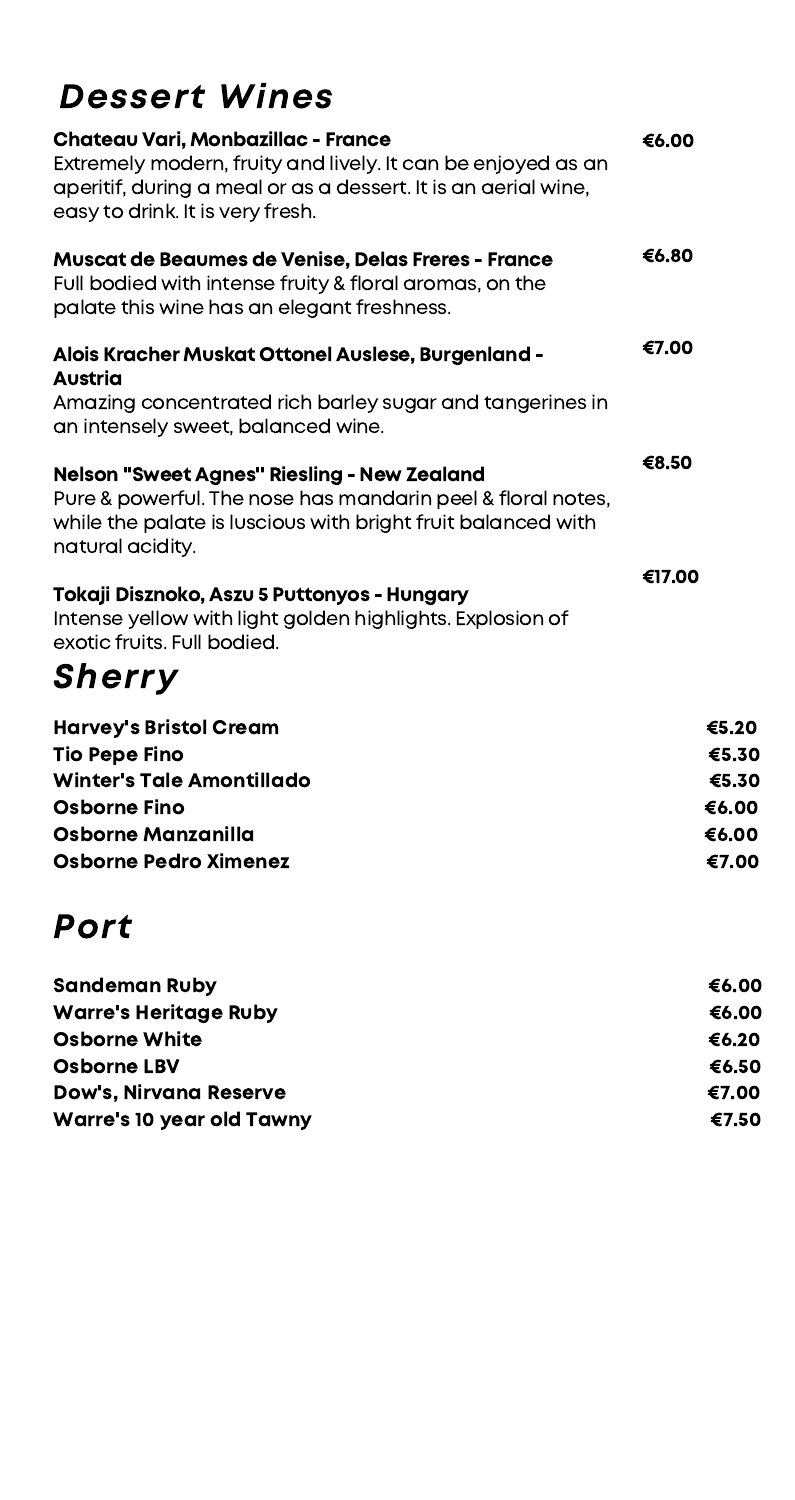## Dessert Wines

**Chateau Vari, Monbazillac - France** €6.00
Extremely modern, fruity and lively. It can be enjoyed as an aperitif, during a meal or as a dessert. It is an aerial wine, easy to drink. It is very fresh.

**Muscat de Beaumes de Venise, Delas Freres - France** €6.80
Full bodied with intense fruity & floral aromas, on the palate this wine has an elegant freshness.

**Alois Kracher Muskat Ottonel Auslese, Burgenland - Austria** €7.00
Amazing concentrated rich barley sugar and tangerines in an intensely sweet, balanced wine.

**Nelson "Sweet Agnes" Riesling - New Zealand** €8.50
Pure & powerful. The nose has mandarin peel & floral notes, while the palate is luscious with bright fruit balanced with natural acidity.

**Tokaji Disznoko, Aszu 5 Puttonyos - Hungary** €17.00
Intense yellow with light golden highlights. Explosion of exotic fruits. Full bodied.

## Sherry

| | |
|---|---|
| **Harvey's Bristol Cream** | €5.20 |
| **Tio Pepe Fino** | €5.30 |
| **Winter's Tale Amontillado** | €5.30 |
| **Osborne Fino** | €6.00 |
| **Osborne Manzanilla** | €6.00 |
| **Osborne Pedro Ximenez** | €7.00 |

## Port

| | |
|---|---|
| **Sandeman Ruby** | €6.00 |
| **Warre's Heritage Ruby** | €6.00 |
| **Osborne White** | €6.20 |
| **Osborne LBV** | €6.50 |
| **Dow's, Nirvana Reserve** | €7.00 |
| **Warre's 10 year old Tawny** | €7.50 |